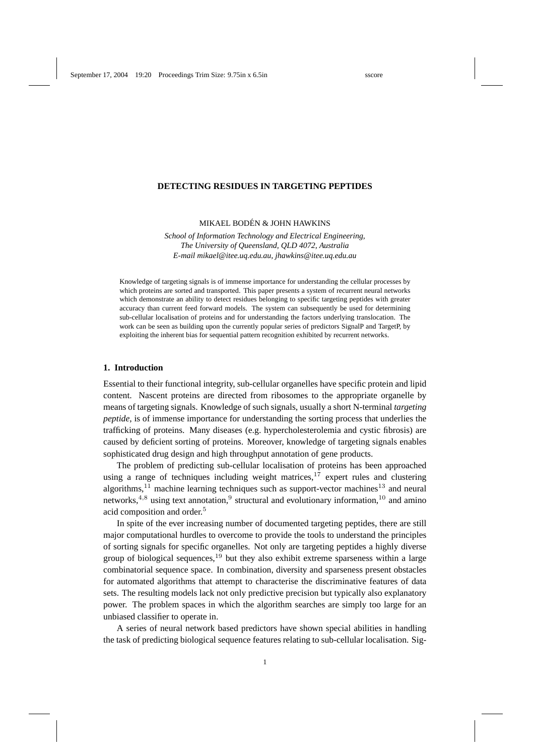# DETECTING RESIDUES IN TARGETING PEPTIDES

MIKAEL BODÉN & JOHN HAWKINS

*School of Information Technology and Electrical Engineering,*
*The University of Queensland, QLD 4072, Australia*
*E-mail mikael@itee.uq.edu.au, jhawkins@itee.uq.edu.au*

Knowledge of targeting signals is of immense importance for understanding the cellular processes by which proteins are sorted and transported. This paper presents a system of recurrent neural networks which demonstrate an ability to detect residues belonging to specific targeting peptides with greater accuracy than current feed forward models. The system can subsequently be used for determining sub-cellular localisation of proteins and for understanding the factors underlying translocation. The work can be seen as building upon the currently popular series of predictors SignalP and TargetP, by exploiting the inherent bias for sequential pattern recognition exhibited by recurrent networks.

## 1. Introduction

Essential to their functional integrity, sub-cellular organelles have specific protein and lipid content. Nascent proteins are directed from ribosomes to the appropriate organelle by means of targeting signals. Knowledge of such signals, usually a short N-terminal *targeting peptide*, is of immense importance for understanding the sorting process that underlies the trafficking of proteins. Many diseases (e.g. hypercholesterolemia and cystic fibrosis) are caused by deficient sorting of proteins. Moreover, knowledge of targeting signals enables sophisticated drug design and high throughput annotation of gene products.

The problem of predicting sub-cellular localisation of proteins has been approached using a range of techniques including weight matrices,[17] expert rules and clustering algorithms,[11] machine learning techniques such as support-vector machines[13] and neural networks,[4,8] using text annotation,[9] structural and evolutionary information,[10] and amino acid composition and order.[5]

In spite of the ever increasing number of documented targeting peptides, there are still major computational hurdles to overcome to provide the tools to understand the principles of sorting signals for specific organelles. Not only are targeting peptides a highly diverse group of biological sequences,[19] but they also exhibit extreme sparseness within a large combinatorial sequence space. In combination, diversity and sparseness present obstacles for automated algorithms that attempt to characterise the discriminative features of data sets. The resulting models lack not only predictive precision but typically also explanatory power. The problem spaces in which the algorithm searches are simply too large for an unbiased classifier to operate in.

A series of neural network based predictors have shown special abilities in handling the task of predicting biological sequence features relating to sub-cellular localisation. Sig-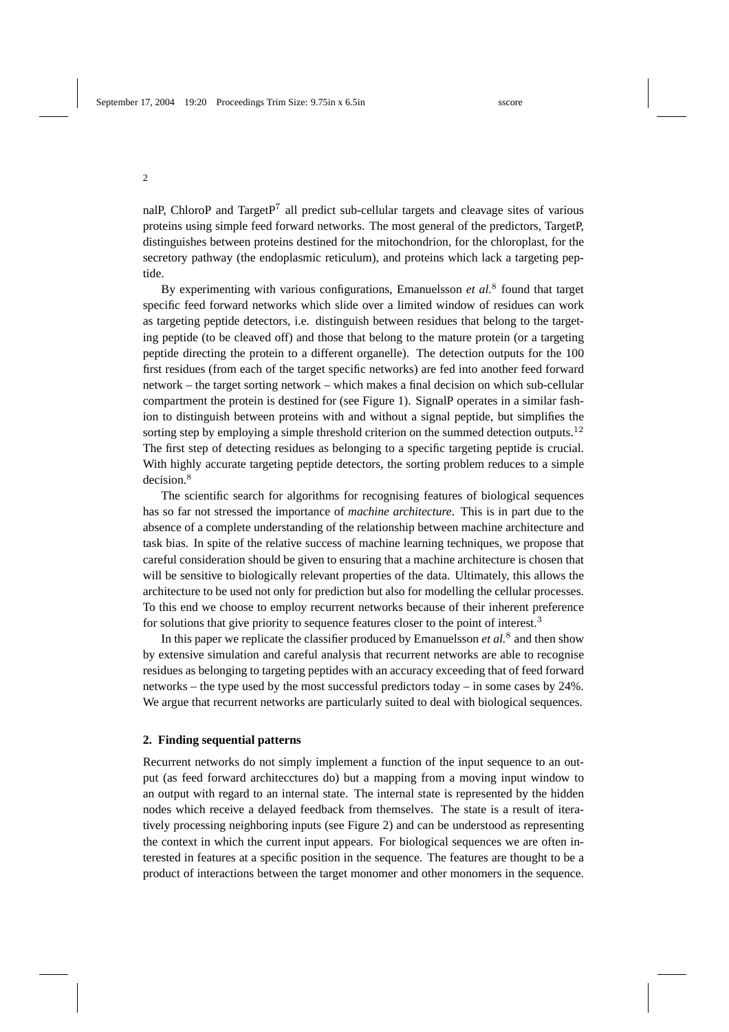nalP, ChloroP and TargetP[7] all predict sub-cellular targets and cleavage sites of various proteins using simple feed forward networks. The most general of the predictors, TargetP, distinguishes between proteins destined for the mitochondrion, for the chloroplast, for the secretory pathway (the endoplasmic reticulum), and proteins which lack a targeting peptide.

By experimenting with various configurations, Emanuelsson *et al.*[8] found that target specific feed forward networks which slide over a limited window of residues can work as targeting peptide detectors, i.e. distinguish between residues that belong to the targeting peptide (to be cleaved off) and those that belong to the mature protein (or a targeting peptide directing the protein to a different organelle). The detection outputs for the 100 first residues (from each of the target specific networks) are fed into another feed forward network – the target sorting network – which makes a final decision on which sub-cellular compartment the protein is destined for (see Figure 1). SignalP operates in a similar fashion to distinguish between proteins with and without a signal peptide, but simplifies the sorting step by employing a simple threshold criterion on the summed detection outputs.[12] The first step of detecting residues as belonging to a specific targeting peptide is crucial. With highly accurate targeting peptide detectors, the sorting problem reduces to a simple decision.[8]

The scientific search for algorithms for recognising features of biological sequences has so far not stressed the importance of *machine architecture*. This is in part due to the absence of a complete understanding of the relationship between machine architecture and task bias. In spite of the relative success of machine learning techniques, we propose that careful consideration should be given to ensuring that a machine architecture is chosen that will be sensitive to biologically relevant properties of the data. Ultimately, this allows the architecture to be used not only for prediction but also for modelling the cellular processes. To this end we choose to employ recurrent networks because of their inherent preference for solutions that give priority to sequence features closer to the point of interest.[3]

In this paper we replicate the classifier produced by Emanuelsson *et al.*[8] and then show by extensive simulation and careful analysis that recurrent networks are able to recognise residues as belonging to targeting peptides with an accuracy exceeding that of feed forward networks – the type used by the most successful predictors today – in some cases by 24%. We argue that recurrent networks are particularly suited to deal with biological sequences.

## 2. Finding sequential patterns

Recurrent networks do not simply implement a function of the input sequence to an output (as feed forward architecctures do) but a mapping from a moving input window to an output with regard to an internal state. The internal state is represented by the hidden nodes which receive a delayed feedback from themselves. The state is a result of iteratively processing neighboring inputs (see Figure 2) and can be understood as representing the context in which the current input appears. For biological sequences we are often interested in features at a specific position in the sequence. The features are thought to be a product of interactions between the target monomer and other monomers in the sequence.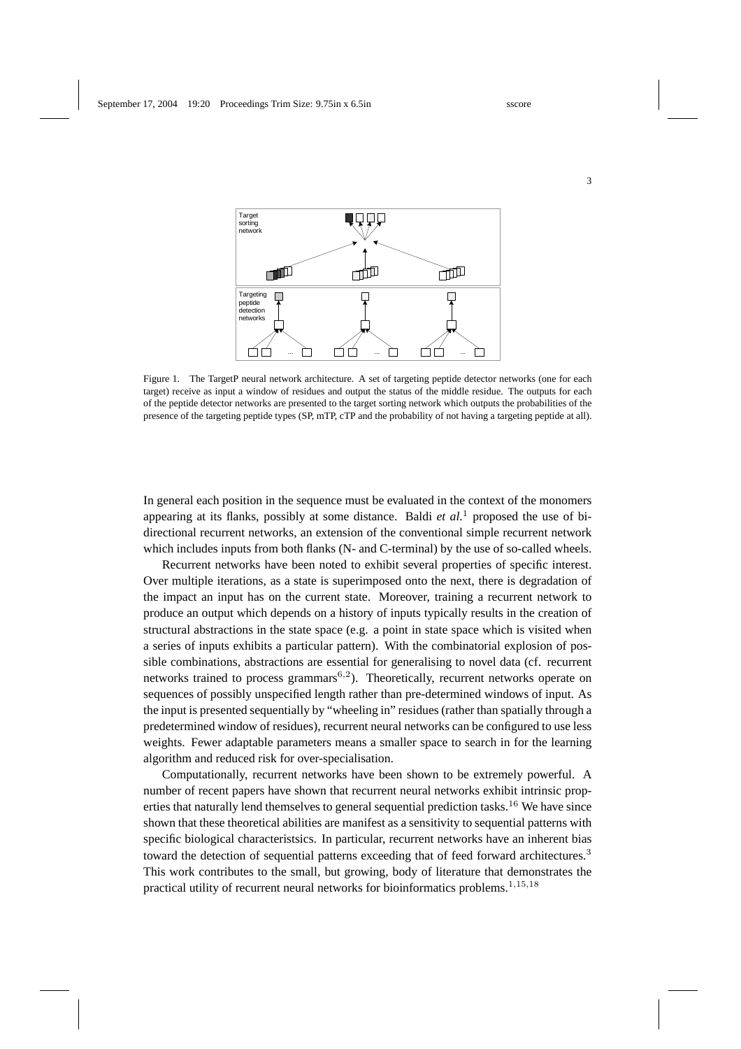Target sorting network

Targeting peptide detection networks

...

Figure 1. The TargetP neural network architecture. A set of targeting peptide detector networks (one for each target) receive as input a window of residues and output the status of the middle residue. The outputs for each of the peptide detector networks are presented to the target sorting network which outputs the probabilities of the presence of the targeting peptide types (SP, mTP, cTP and the probability of not having a targeting peptide at all).

In general each position in the sequence must be evaluated in the context of the monomers appearing at its flanks, possibly at some distance. Baldi *et al.*[1] proposed the use of bi-directional recurrent networks, an extension of the conventional simple recurrent network which includes inputs from both flanks (N- and C-terminal) by the use of so-called wheels.

Recurrent networks have been noted to exhibit several properties of specific interest. Over multiple iterations, as a state is superimposed onto the next, there is degradation of the impact an input has on the current state. Moreover, training a recurrent network to produce an output which depends on a history of inputs typically results in the creation of structural abstractions in the state space (e.g. a point in state space which is visited when a series of inputs exhibits a particular pattern). With the combinatorial explosion of possible combinations, abstractions are essential for generalising to novel data (cf. recurrent networks trained to process grammars[6,2]). Theoretically, recurrent networks operate on sequences of possibly unspecified length rather than pre-determined windows of input. As the input is presented sequentially by "wheeling in" residues (rather than spatially through a predetermined window of residues), recurrent neural networks can be configured to use less weights. Fewer adaptable parameters means a smaller space to search in for the learning algorithm and reduced risk for over-specialisation.

Computationally, recurrent networks have been shown to be extremely powerful. A number of recent papers have shown that recurrent neural networks exhibit intrinsic properties that naturally lend themselves to general sequential prediction tasks.[16] We have since shown that these theoretical abilities are manifest as a sensitivity to sequential patterns with specific biological characteristsics. In particular, recurrent networks have an inherent bias toward the detection of sequential patterns exceeding that of feed forward architectures.[3] This work contributes to the small, but growing, body of literature that demonstrates the practical utility of recurrent neural networks for bioinformatics problems.[1,15,18]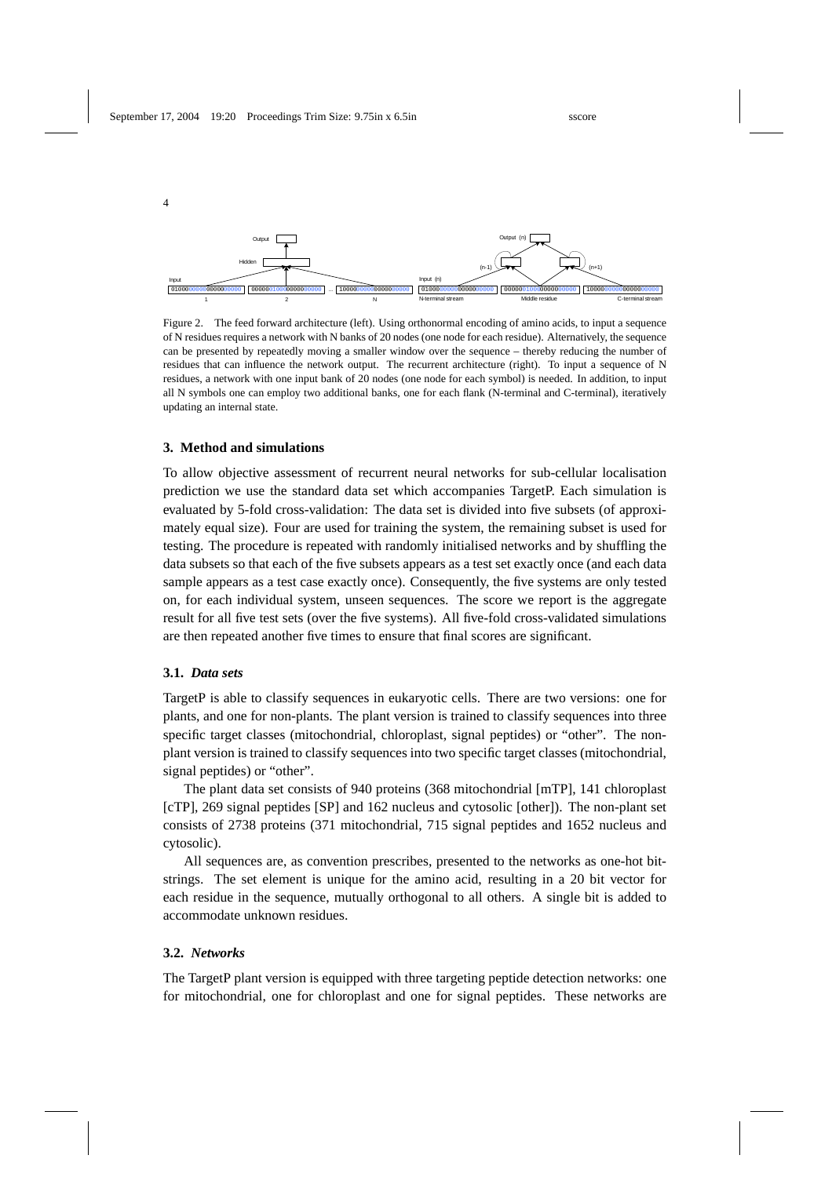Output

Hidden

Input

01000000000000000000 00000010000000000000 ... 10000000000000000000

1 2 N

Output (n)

(n-1) (n+1)

Input (n)

01000000000000000000 00000010000000000000 10000000000000000000

N-terminal stream Middle residue C-terminal stream

Figure 2. The feed forward architecture (left). Using orthonormal encoding of amino acids, to input a sequence of N residues requires a network with N banks of 20 nodes (one node for each residue). Alternatively, the sequence can be presented by repeatedly moving a smaller window over the sequence – thereby reducing the number of residues that can influence the network output. The recurrent architecture (right). To input a sequence of N residues, a network with one input bank of 20 nodes (one node for each symbol) is needed. In addition, to input all N symbols one can employ two additional banks, one for each flank (N-terminal and C-terminal), iteratively updating an internal state.

## 3. Method and simulations

To allow objective assessment of recurrent neural networks for sub-cellular localisation prediction we use the standard data set which accompanies TargetP. Each simulation is evaluated by 5-fold cross-validation: The data set is divided into five subsets (of approximately equal size). Four are used for training the system, the remaining subset is used for testing. The procedure is repeated with randomly initialised networks and by shuffling the data subsets so that each of the five subsets appears as a test set exactly once (and each data sample appears as a test case exactly once). Consequently, the five systems are only tested on, for each individual system, unseen sequences. The score we report is the aggregate result for all five test sets (over the five systems). All five-fold cross-validated simulations are then repeated another five times to ensure that final scores are significant.

### 3.1. *Data sets*

TargetP is able to classify sequences in eukaryotic cells. There are two versions: one for plants, and one for non-plants. The plant version is trained to classify sequences into three specific target classes (mitochondrial, chloroplast, signal peptides) or "other". The non-plant version is trained to classify sequences into two specific target classes (mitochondrial, signal peptides) or "other".

The plant data set consists of 940 proteins (368 mitochondrial [mTP], 141 chloroplast [cTP], 269 signal peptides [SP] and 162 nucleus and cytosolic [other]). The non-plant set consists of 2738 proteins (371 mitochondrial, 715 signal peptides and 1652 nucleus and cytosolic).

All sequences are, as convention prescribes, presented to the networks as one-hot bit-strings. The set element is unique for the amino acid, resulting in a 20 bit vector for each residue in the sequence, mutually orthogonal to all others. A single bit is added to accommodate unknown residues.

### 3.2. *Networks*

The TargetP plant version is equipped with three targeting peptide detection networks: one for mitochondrial, one for chloroplast and one for signal peptides. These networks are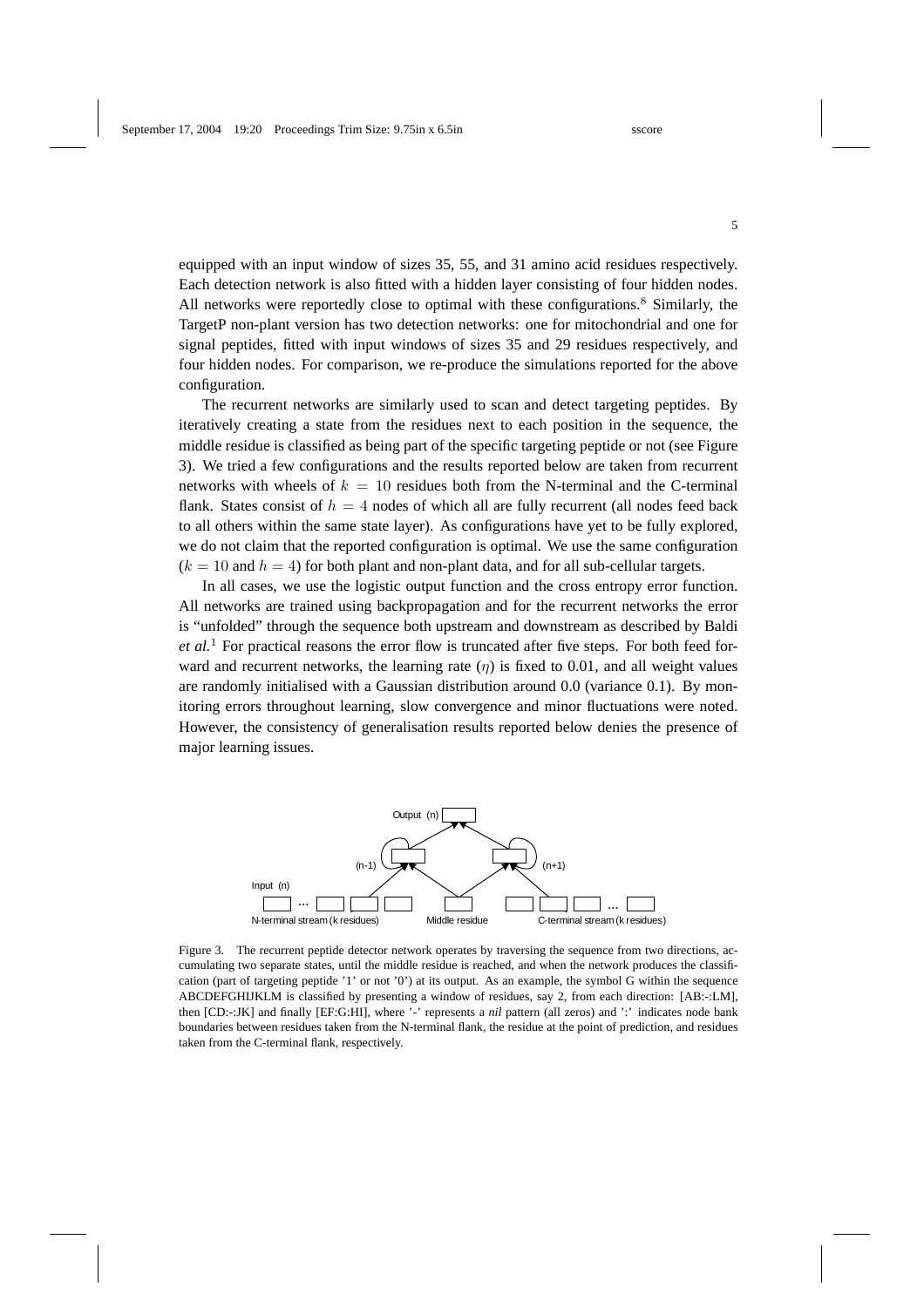equipped with an input window of sizes 35, 55, and 31 amino acid residues respectively. Each detection network is also fitted with a hidden layer consisting of four hidden nodes. All networks were reportedly close to optimal with these configurations.[8] Similarly, the TargetP non-plant version has two detection networks: one for mitochondrial and one for signal peptides, fitted with input windows of sizes 35 and 29 residues respectively, and four hidden nodes. For comparison, we re-produce the simulations reported for the above configuration.

The recurrent networks are similarly used to scan and detect targeting peptides. By iteratively creating a state from the residues next to each position in the sequence, the middle residue is classified as being part of the specific targeting peptide or not (see Figure 3). We tried a few configurations and the results reported below are taken from recurrent networks with wheels of $k = 10$ residues both from the N-terminal and the C-terminal flank. States consist of $h = 4$ nodes of which all are fully recurrent (all nodes feed back to all others within the same state layer). As configurations have yet to be fully explored, we do not claim that the reported configuration is optimal. We use the same configuration ($k = 10$ and $h = 4$) for both plant and non-plant data, and for all sub-cellular targets.

In all cases, we use the logistic output function and the cross entropy error function. All networks are trained using backpropagation and for the recurrent networks the error is "unfolded" through the sequence both upstream and downstream as described by Baldi *et al.*[1] For practical reasons the error flow is truncated after five steps. For both feed forward and recurrent networks, the learning rate ($\eta$) is fixed to 0.01, and all weight values are randomly initialised with a Gaussian distribution around 0.0 (variance 0.1). By monitoring errors throughout learning, slow convergence and minor fluctuations were noted. However, the consistency of generalisation results reported below denies the presence of major learning issues.

Figure 3. The recurrent peptide detector network operates by traversing the sequence from two directions, accumulating two separate states, until the middle residue is reached, and when the network produces the classification (part of targeting peptide '1' or not '0') at its output. As an example, the symbol G within the sequence ABCDEFGHIJKLM is classified by presenting a window of residues, say 2, from each direction: [AB:-:LM], then [CD:-:JK] and finally [EF:G:HI], where '-' represents a *nil* pattern (all zeros) and ':' indicates node bank boundaries between residues taken from the N-terminal flank, the residue at the point of prediction, and residues taken from the C-terminal flank, respectively.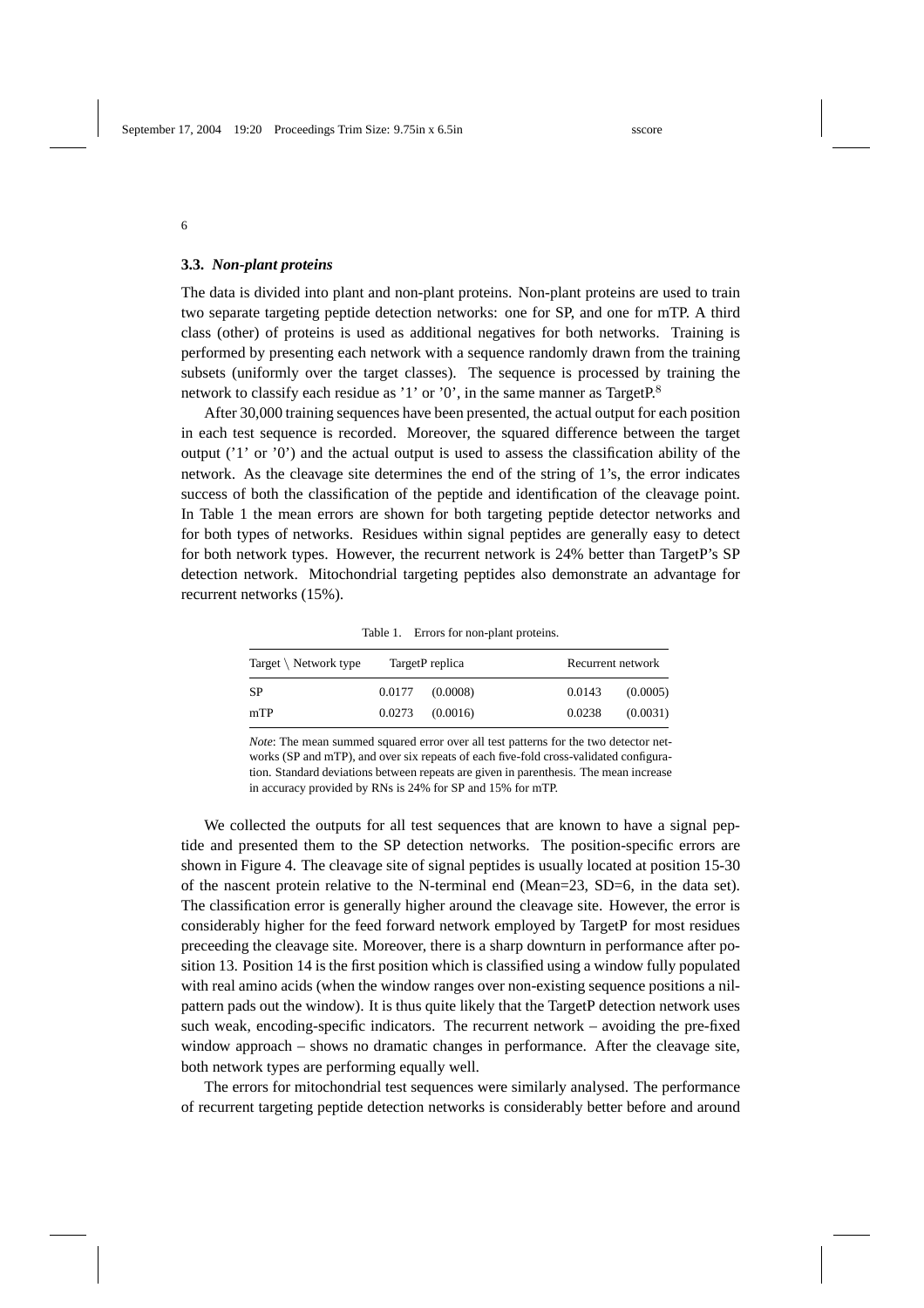### 3.3. *Non-plant proteins*

The data is divided into plant and non-plant proteins. Non-plant proteins are used to train two separate targeting peptide detection networks: one for SP, and one for mTP. A third class (other) of proteins is used as additional negatives for both networks. Training is performed by presenting each network with a sequence randomly drawn from the training subsets (uniformly over the target classes). The sequence is processed by training the network to classify each residue as '1' or '0', in the same manner as TargetP.[8]

After 30,000 training sequences have been presented, the actual output for each position in each test sequence is recorded. Moreover, the squared difference between the target output ('1' or '0') and the actual output is used to assess the classification ability of the network. As the cleavage site determines the end of the string of 1's, the error indicates success of both the classification of the peptide and identification of the cleavage point. In Table 1 the mean errors are shown for both targeting peptide detector networks and for both types of networks. Residues within signal peptides are generally easy to detect for both network types. However, the recurrent network is 24% better than TargetP's SP detection network. Mitochondrial targeting peptides also demonstrate an advantage for recurrent networks (15%).

Table 1. Errors for non-plant proteins.

| Target \ Network type | TargetP replica | | Recurrent network | |
|---|---|---|---|---|
| SP | 0.0177 | (0.0008) | 0.0143 | (0.0005) |
| mTP | 0.0273 | (0.0016) | 0.0238 | (0.0031) |

*Note*: The mean summed squared error over all test patterns for the two detector networks (SP and mTP), and over six repeats of each five-fold cross-validated configuration. Standard deviations between repeats are given in parenthesis. The mean increase in accuracy provided by RNs is 24% for SP and 15% for mTP.

We collected the outputs for all test sequences that are known to have a signal peptide and presented them to the SP detection networks. The position-specific errors are shown in Figure 4. The cleavage site of signal peptides is usually located at position 15-30 of the nascent protein relative to the N-terminal end (Mean=23, SD=6, in the data set). The classification error is generally higher around the cleavage site. However, the error is considerably higher for the feed forward network employed by TargetP for most residues preceeding the cleavage site. Moreover, there is a sharp downturn in performance after position 13. Position 14 is the first position which is classified using a window fully populated with real amino acids (when the window ranges over non-existing sequence positions a nil-pattern pads out the window). It is thus quite likely that the TargetP detection network uses such weak, encoding-specific indicators. The recurrent network – avoiding the pre-fixed window approach – shows no dramatic changes in performance. After the cleavage site, both network types are performing equally well.

The errors for mitochondrial test sequences were similarly analysed. The performance of recurrent targeting peptide detection networks is considerably better before and around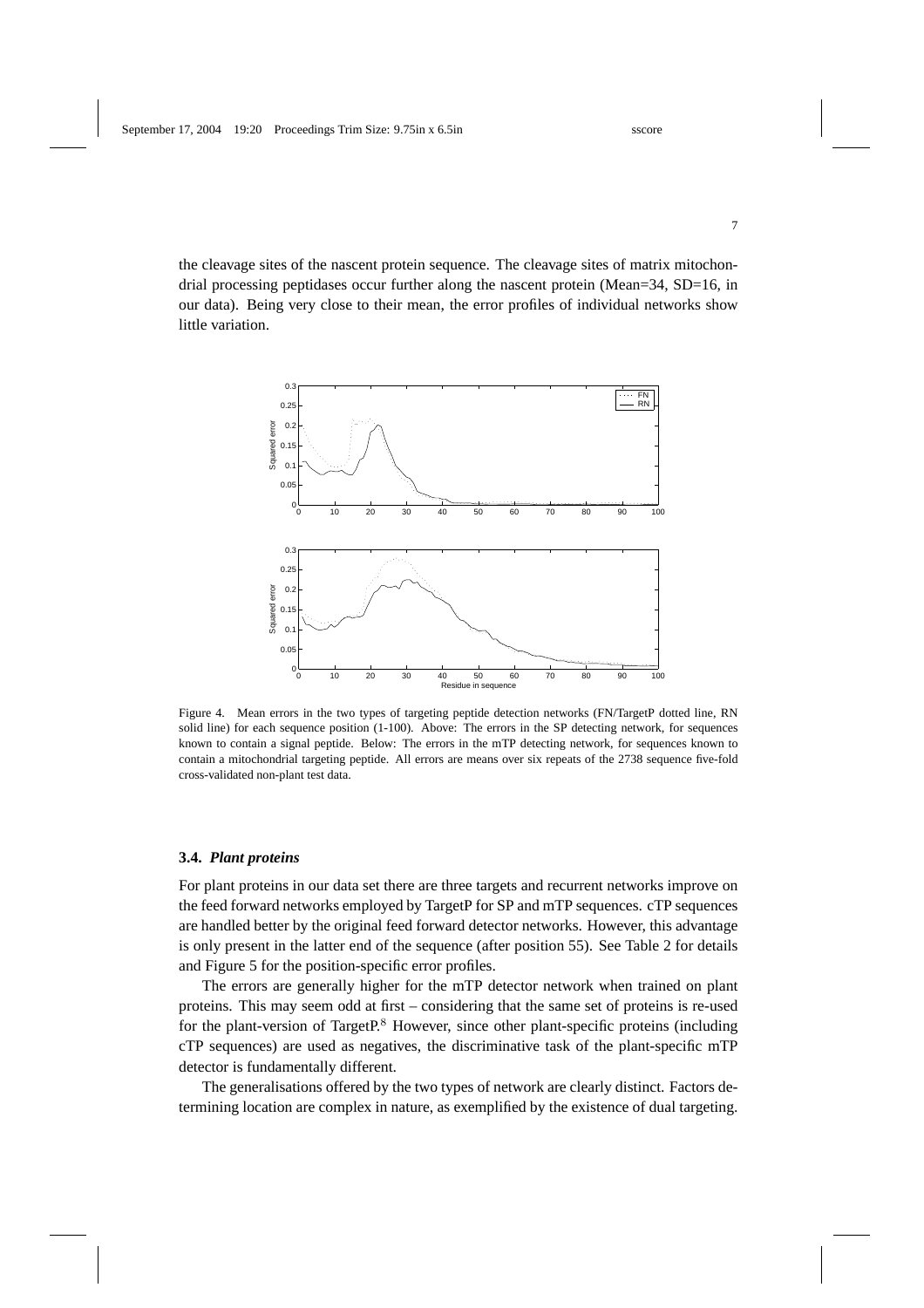the cleavage sites of the nascent protein sequence. The cleavage sites of matrix mitochondrial processing peptidases occur further along the nascent protein (Mean=34, SD=16, in our data). Being very close to their mean, the error profiles of individual networks show little variation.

Figure 4. Mean errors in the two types of targeting peptide detection networks (FN/TargetP dotted line, RN solid line) for each sequence position (1-100). Above: The errors in the SP detecting network, for sequences known to contain a signal peptide. Below: The errors in the mTP detecting network, for sequences known to contain a mitochondrial targeting peptide. All errors are means over six repeats of the 2738 sequence five-fold cross-validated non-plant test data.

### 3.4. *Plant proteins*

For plant proteins in our data set there are three targets and recurrent networks improve on the feed forward networks employed by TargetP for SP and mTP sequences. cTP sequences are handled better by the original feed forward detector networks. However, this advantage is only present in the latter end of the sequence (after position 55). See Table 2 for details and Figure 5 for the position-specific error profiles.

The errors are generally higher for the mTP detector network when trained on plant proteins. This may seem odd at first – considering that the same set of proteins is re-used for the plant-version of TargetP.[8] However, since other plant-specific proteins (including cTP sequences) are used as negatives, the discriminative task of the plant-specific mTP detector is fundamentally different.

The generalisations offered by the two types of network are clearly distinct. Factors determining location are complex in nature, as exemplified by the existence of dual targeting.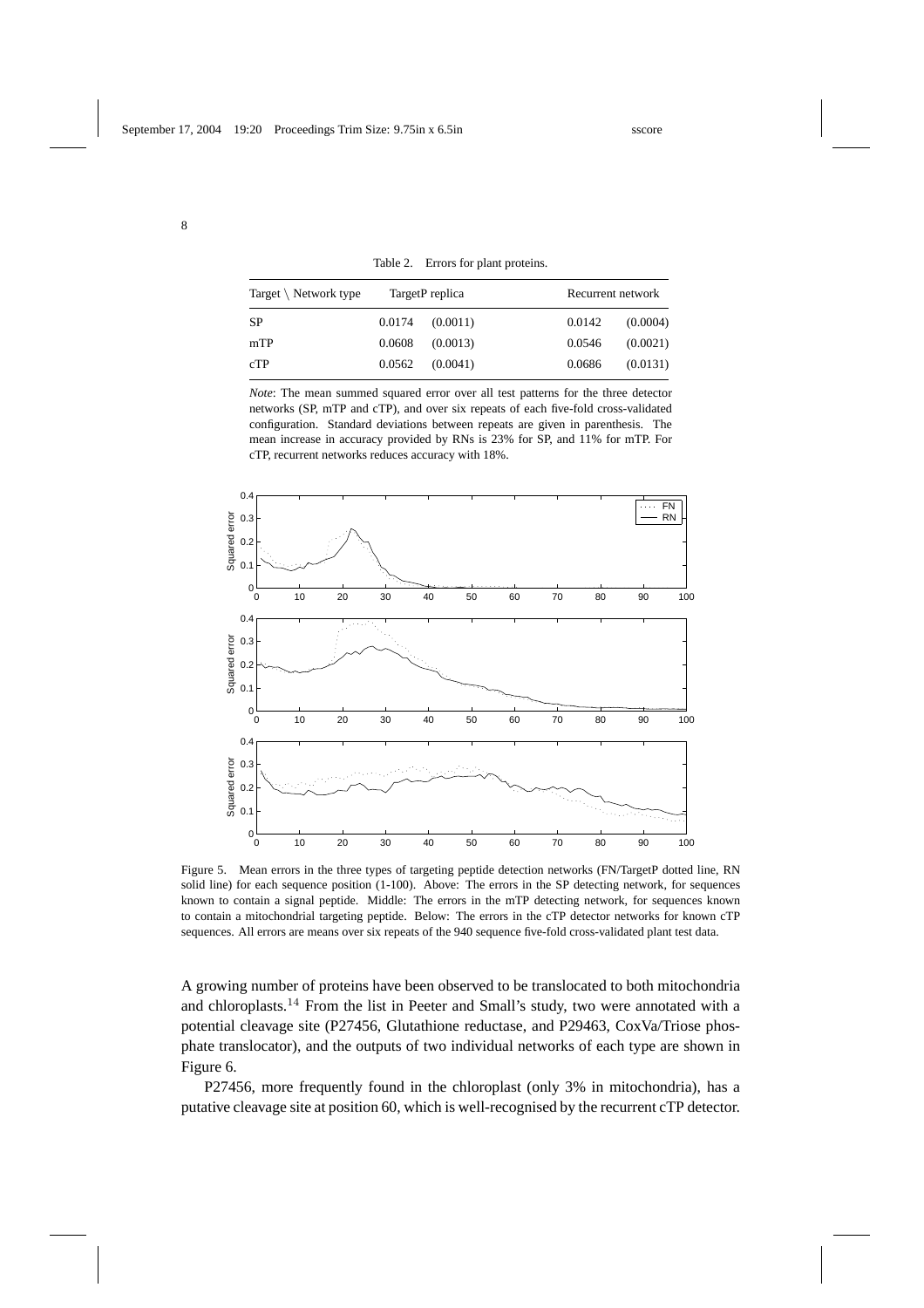Table 2. Errors for plant proteins.

| Target \ Network type | TargetP replica | | Recurrent network | |
|---|---|---|---|---|
| SP | 0.0174 | (0.0011) | 0.0142 | (0.0004) |
| mTP | 0.0608 | (0.0013) | 0.0546 | (0.0021) |
| cTP | 0.0562 | (0.0041) | 0.0686 | (0.0131) |

*Note*: The mean summed squared error over all test patterns for the three detector networks (SP, mTP and cTP), and over six repeats of each five-fold cross-validated configuration. Standard deviations between repeats are given in parenthesis. The mean increase in accuracy provided by RNs is 23% for SP, and 11% for mTP. For cTP, recurrent networks reduces accuracy with 18%.

Figure 5. Mean errors in the three types of targeting peptide detection networks (FN/TargetP dotted line, RN solid line) for each sequence position (1-100). Above: The errors in the SP detecting network, for sequences known to contain a signal peptide. Middle: The errors in the mTP detecting network, for sequences known to contain a mitochondrial targeting peptide. Below: The errors in the cTP detector networks for known cTP sequences. All errors are means over six repeats of the 940 sequence five-fold cross-validated plant test data.

A growing number of proteins have been observed to be translocated to both mitochondria and chloroplasts.[14] From the list in Peeter and Small's study, two were annotated with a potential cleavage site (P27456, Glutathione reductase, and P29463, CoxVa/Triose phosphate translocator), and the outputs of two individual networks of each type are shown in Figure 6.

P27456, more frequently found in the chloroplast (only 3% in mitochondria), has a putative cleavage site at position 60, which is well-recognised by the recurrent cTP detector.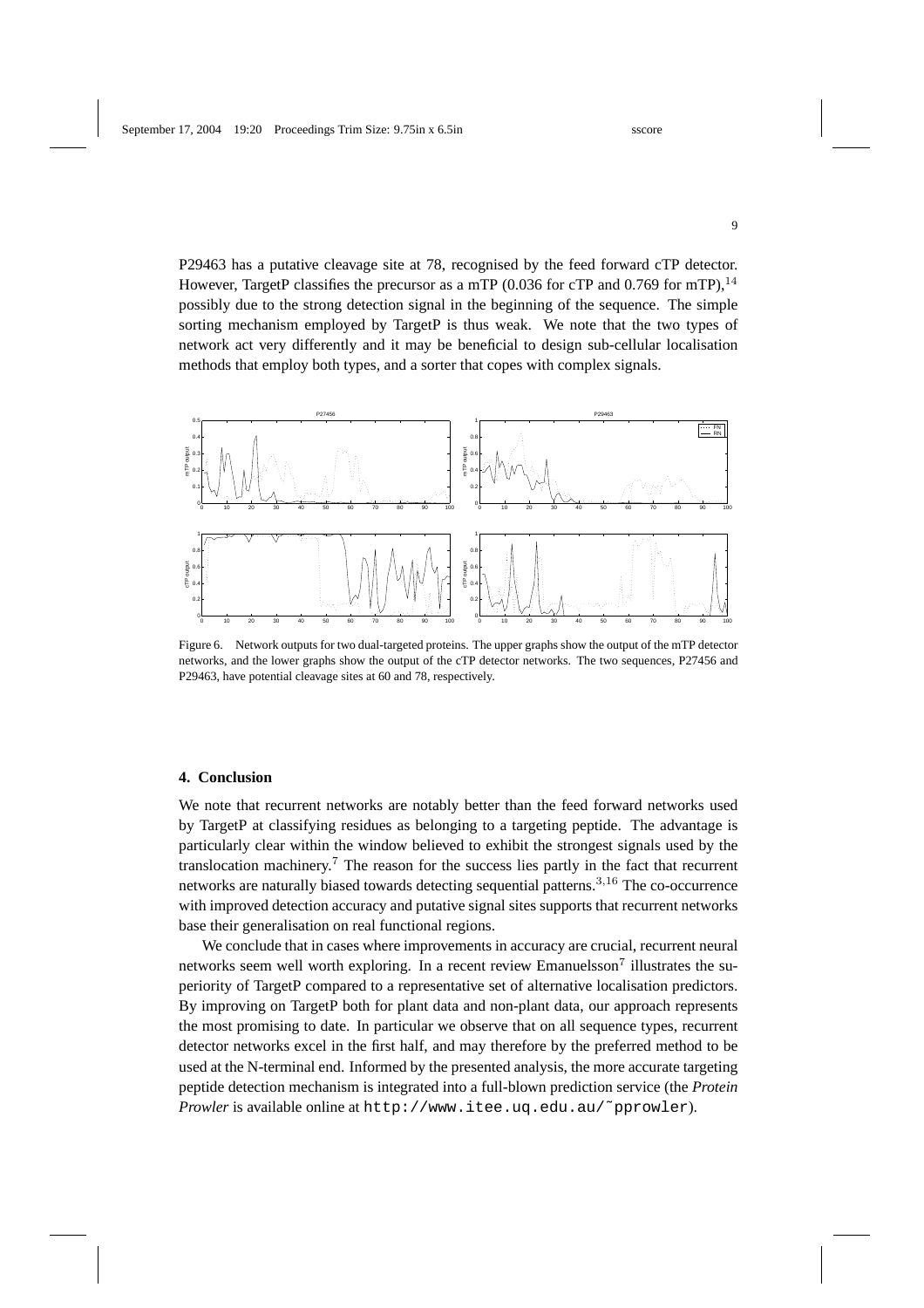P29463 has a putative cleavage site at 78, recognised by the feed forward cTP detector. However, TargetP classifies the precursor as a mTP (0.036 for cTP and 0.769 for mTP),[14] possibly due to the strong detection signal in the beginning of the sequence. The simple sorting mechanism employed by TargetP is thus weak. We note that the two types of network act very differently and it may be beneficial to design sub-cellular localisation methods that employ both types, and a sorter that copes with complex signals.

Figure 6. Network outputs for two dual-targeted proteins. The upper graphs show the output of the mTP detector networks, and the lower graphs show the output of the cTP detector networks. The two sequences, P27456 and P29463, have potential cleavage sites at 60 and 78, respectively.

## 4. Conclusion

We note that recurrent networks are notably better than the feed forward networks used by TargetP at classifying residues as belonging to a targeting peptide. The advantage is particularly clear within the window believed to exhibit the strongest signals used by the translocation machinery.[7] The reason for the success lies partly in the fact that recurrent networks are naturally biased towards detecting sequential patterns.[3,16] The co-occurrence with improved detection accuracy and putative signal sites supports that recurrent networks base their generalisation on real functional regions.

We conclude that in cases where improvements in accuracy are crucial, recurrent neural networks seem well worth exploring. In a recent review Emanuelsson[7] illustrates the superiority of TargetP compared to a representative set of alternative localisation predictors. By improving on TargetP both for plant data and non-plant data, our approach represents the most promising to date. In particular we observe that on all sequence types, recurrent detector networks excel in the first half, and may therefore by the preferred method to be used at the N-terminal end. Informed by the presented analysis, the more accurate targeting peptide detection mechanism is integrated into a full-blown prediction service (the *Protein Prowler* is available online at `http://www.itee.uq.edu.au/~pprowler`).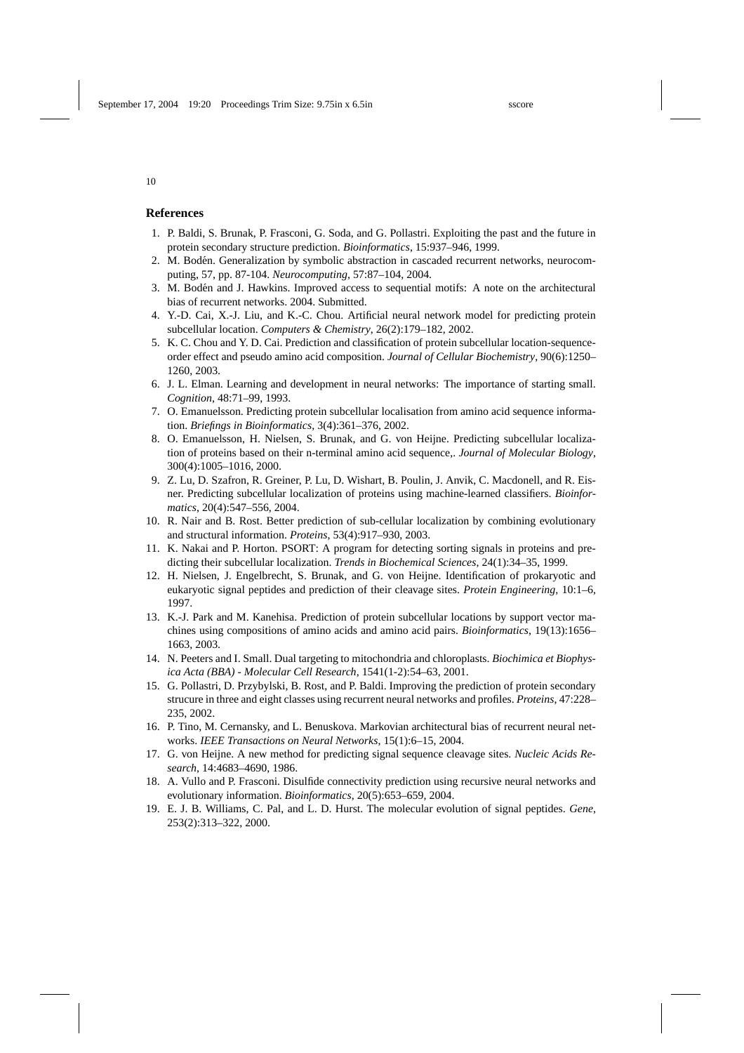## References

1. P. Baldi, S. Brunak, P. Frasconi, G. Soda, and G. Pollastri. Exploiting the past and the future in protein secondary structure prediction. *Bioinformatics*, 15:937–946, 1999.
2. M. Bodén. Generalization by symbolic abstraction in cascaded recurrent networks, neurocomputing, 57, pp. 87-104. *Neurocomputing*, 57:87–104, 2004.
3. M. Bodén and J. Hawkins. Improved access to sequential motifs: A note on the architectural bias of recurrent networks. 2004. Submitted.
4. Y.-D. Cai, X.-J. Liu, and K.-C. Chou. Artificial neural network model for predicting protein subcellular location. *Computers & Chemistry*, 26(2):179–182, 2002.
5. K. C. Chou and Y. D. Cai. Prediction and classification of protein subcellular location-sequence-order effect and pseudo amino acid composition. *Journal of Cellular Biochemistry*, 90(6):1250–1260, 2003.
6. J. L. Elman. Learning and development in neural networks: The importance of starting small. *Cognition*, 48:71–99, 1993.
7. O. Emanuelsson. Predicting protein subcellular localisation from amino acid sequence information. *Briefings in Bioinformatics*, 3(4):361–376, 2002.
8. O. Emanuelsson, H. Nielsen, S. Brunak, and G. von Heijne. Predicting subcellular localization of proteins based on their n-terminal amino acid sequence,. *Journal of Molecular Biology*, 300(4):1005–1016, 2000.
9. Z. Lu, D. Szafron, R. Greiner, P. Lu, D. Wishart, B. Poulin, J. Anvik, C. Macdonell, and R. Eisner. Predicting subcellular localization of proteins using machine-learned classifiers. *Bioinformatics*, 20(4):547–556, 2004.
10. R. Nair and B. Rost. Better prediction of sub-cellular localization by combining evolutionary and structural information. *Proteins*, 53(4):917–930, 2003.
11. K. Nakai and P. Horton. PSORT: A program for detecting sorting signals in proteins and predicting their subcellular localization. *Trends in Biochemical Sciences*, 24(1):34–35, 1999.
12. H. Nielsen, J. Engelbrecht, S. Brunak, and G. von Heijne. Identification of prokaryotic and eukaryotic signal peptides and prediction of their cleavage sites. *Protein Engineering*, 10:1–6, 1997.
13. K.-J. Park and M. Kanehisa. Prediction of protein subcellular locations by support vector machines using compositions of amino acids and amino acid pairs. *Bioinformatics*, 19(13):1656–1663, 2003.
14. N. Peeters and I. Small. Dual targeting to mitochondria and chloroplasts. *Biochimica et Biophysica Acta (BBA) - Molecular Cell Research*, 1541(1-2):54–63, 2001.
15. G. Pollastri, D. Przybylski, B. Rost, and P. Baldi. Improving the prediction of protein secondary strucure in three and eight classes using recurrent neural networks and profiles. *Proteins*, 47:228–235, 2002.
16. P. Tino, M. Cernansky, and L. Benuskova. Markovian architectural bias of recurrent neural networks. *IEEE Transactions on Neural Networks*, 15(1):6–15, 2004.
17. G. von Heijne. A new method for predicting signal sequence cleavage sites. *Nucleic Acids Research*, 14:4683–4690, 1986.
18. A. Vullo and P. Frasconi. Disulfide connectivity prediction using recursive neural networks and evolutionary information. *Bioinformatics*, 20(5):653–659, 2004.
19. E. J. B. Williams, C. Pal, and L. D. Hurst. The molecular evolution of signal peptides. *Gene*, 253(2):313–322, 2000.